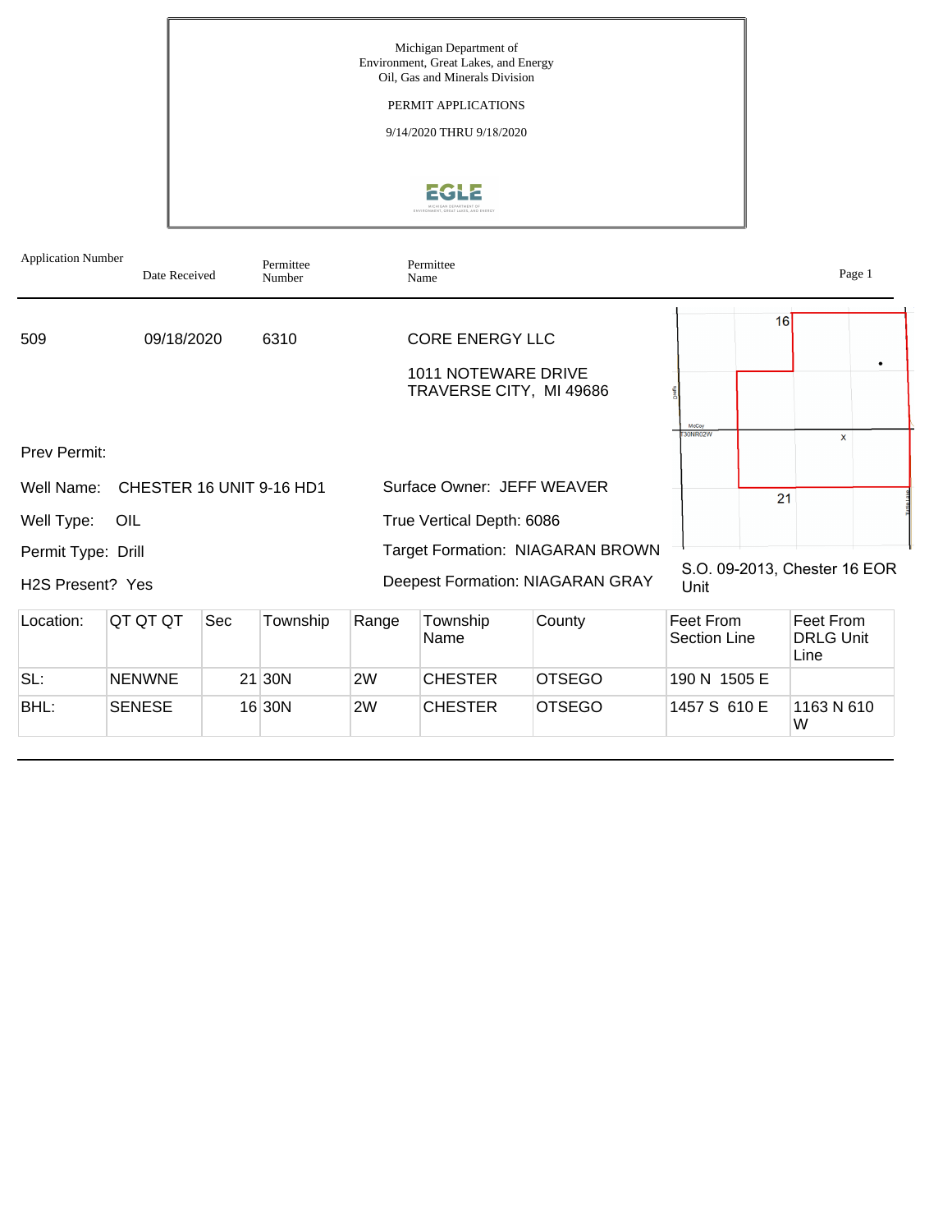Michigan Department of
Environment, Great Lakes, and Energy
Oil, Gas and Minerals Division

PERMIT APPLICATIONS

9/14/2020 THRU 9/18/2020

| Application Number | Date Received | Permittee Number | Permittee Name |
|---|---|---|---|
| 509 | 09/18/2020 | 6310 | CORE ENERGY LLC<br>1011 NOTEWARE DRIVE<br>TRAVERSE CITY, MI 49686 |

Prev Permit:

Well Name: CHESTER 16 UNIT 9-16 HD1

Well Type: OIL

Permit Type: Drill

H2S Present? Yes

Surface Owner: JEFF WEAVER

True Vertical Depth: 6086

Target Formation: NIAGARAN BROWN

Deepest Formation: NIAGARAN GRAY

S.O. 09-2013, Chester 16 EOR Unit

| Location: | QT QT QT | Sec | Township | Range | Township Name | County | Feet From Section Line | Feet From DRLG Unit Line |
|---|---|---|---|---|---|---|---|---|
| SL: | NENWNE | 21 | 30N | 2W | CHESTER | OTSEGO | 190 N 1505 E | |
| BHL: | SENESE | 16 | 30N | 2W | CHESTER | OTSEGO | 1457 S 610 E | 1163 N 610 W |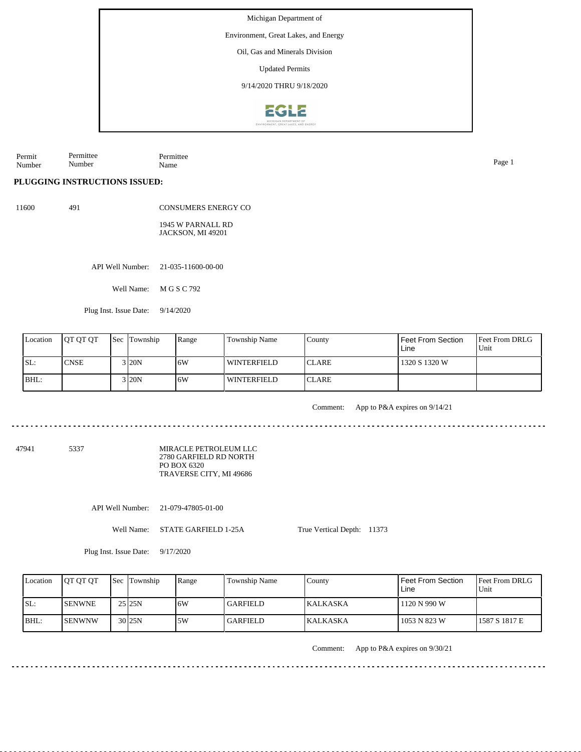Michigan Department of

Environment, Great Lakes, and Energy

Oil, Gas and Minerals Division

Updated Permits

9/14/2020 THRU 9/18/2020

| Permit Number | Permittee Number | Permittee Name |
|---|---|---|

**PLUGGING INSTRUCTIONS ISSUED:**

11600 491 CONSUMERS ENERGY CO

1945 W PARNALL RD
JACKSON, MI 49201

API Well Number: 21-035-11600-00-00

Well Name: M G S C 792

Plug Inst. Issue Date: 9/14/2020

| Location | QT QT QT | Sec | Township | Range | Township Name | County | Feet From Section Line | Feet From DRLG Unit |
|---|---|---|---|---|---|---|---|---|
| SL: | CNSE | 3 | 20N | 6W | WINTERFIELD | CLARE | 1320 S 1320 W | |
| BHL: | | 3 | 20N | 6W | WINTERFIELD | CLARE | | |

Comment: App to P&A expires on 9/14/21

---

47941 5337 MIRACLE PETROLEUM LLC
2780 GARFIELD RD NORTH
PO BOX 6320
TRAVERSE CITY, MI 49686

API Well Number: 21-079-47805-01-00

Well Name: STATE GARFIELD 1-25A True Vertical Depth: 11373

Plug Inst. Issue Date: 9/17/2020

| Location | QT QT QT | Sec | Township | Range | Township Name | County | Feet From Section Line | Feet From DRLG Unit |
|---|---|---|---|---|---|---|---|---|
| SL: | SENWNE | 25 | 25N | 6W | GARFIELD | KALKASKA | 1120 N 990 W | |
| BHL: | SENWNW | 30 | 25N | 5W | GARFIELD | KALKASKA | 1053 N 823 W | 1587 S 1817 E |

Comment: App to P&A expires on 9/30/21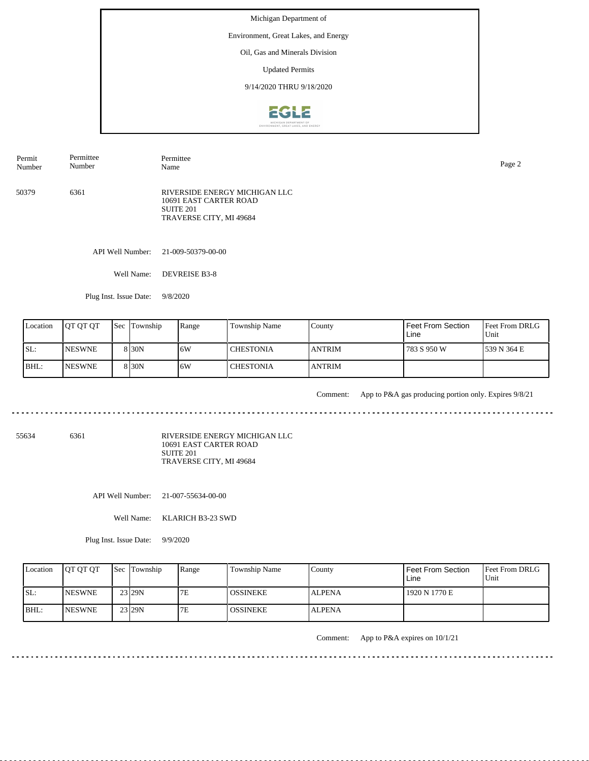Michigan Department of

Environment, Great Lakes, and Energy

Oil, Gas and Minerals Division

Updated Permits

9/14/2020 THRU 9/18/2020

| Permit Number | Permittee Number | Permittee Name |
|---|---|---|
| 50379 | 6361 | RIVERSIDE ENERGY MICHIGAN LLC<br>10691 EAST CARTER ROAD<br>SUITE 201<br>TRAVERSE CITY, MI 49684 |

API Well Number: 21-009-50379-00-00

Well Name: DEVREISE B3-8

Plug Inst. Issue Date: 9/8/2020

| Location | QT QT QT | Sec | Township | Range | Township Name | County | Feet From Section Line | Feet From DRLG Unit |
|---|---|---|---|---|---|---|---|---|
| SL: | NESWNE | 8 | 30N | 6W | CHESTONIA | ANTRIM | 783 S 950 W | 539 N 364 E |
| BHL: | NESWNE | 8 | 30N | 6W | CHESTONIA | ANTRIM | | |

Comment: App to P&A gas producing portion only. Expires 9/8/21

---

| Permit Number | Permittee Number | Permittee Name |
|---|---|---|
| 55634 | 6361 | RIVERSIDE ENERGY MICHIGAN LLC<br>10691 EAST CARTER ROAD<br>SUITE 201<br>TRAVERSE CITY, MI 49684 |

API Well Number: 21-007-55634-00-00

Well Name: KLARICH B3-23 SWD

Plug Inst. Issue Date: 9/9/2020

| Location | QT QT QT | Sec | Township | Range | Township Name | County | Feet From Section Line | Feet From DRLG Unit |
|---|---|---|---|---|---|---|---|---|
| SL: | NESWNE | 23 | 29N | 7E | OSSINEKE | ALPENA | 1920 N 1770 E | |
| BHL: | NESWNE | 23 | 29N | 7E | OSSINEKE | ALPENA | | |

Comment: App to P&A expires on 10/1/21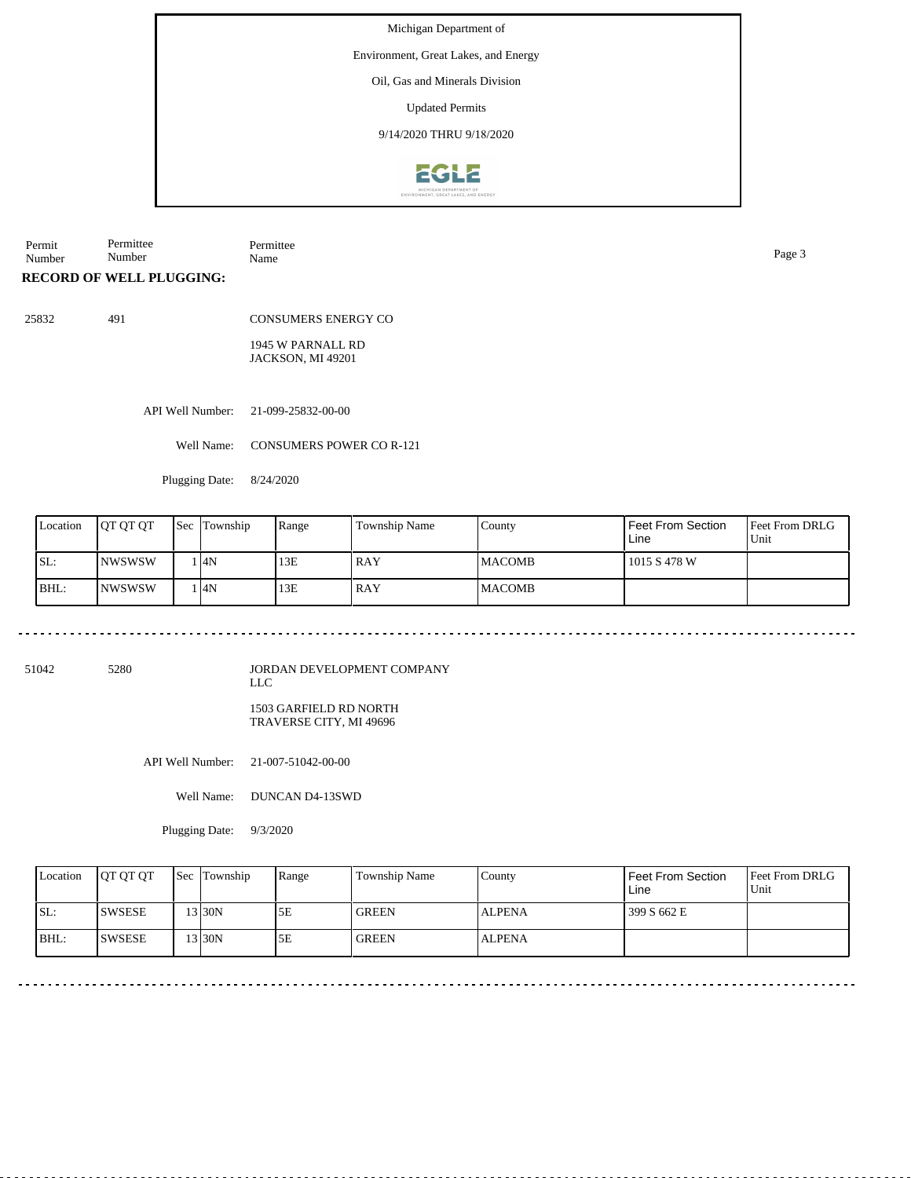Michigan Department of

Environment, Great Lakes, and Energy

Oil, Gas and Minerals Division

Updated Permits

9/14/2020 THRU 9/18/2020

| Permit Number | Permittee Number | Permittee Name |
|---|---|---|

**RECORD OF WELL PLUGGING:**

25832    491    CONSUMERS ENERGY CO

1945 W PARNALL RD
JACKSON, MI 49201

API Well Number: 21-099-25832-00-00

Well Name: CONSUMERS POWER CO R-121

Plugging Date: 8/24/2020

| Location | QT QT QT | Sec | Township | Range | Township Name | County | Feet From Section Line | Feet From DRLG Unit |
|---|---|---|---|---|---|---|---|---|
| SL: | NWSWSW | 1 | 4N | 13E | RAY | MACOMB | 1015 S 478 W | |
| BHL: | NWSWSW | 1 | 4N | 13E | RAY | MACOMB | | |

51042    5280    JORDAN DEVELOPMENT COMPANY LLC

1503 GARFIELD RD NORTH
TRAVERSE CITY, MI 49696

API Well Number: 21-007-51042-00-00

Well Name: DUNCAN D4-13SWD

Plugging Date: 9/3/2020

| Location | QT QT QT | Sec | Township | Range | Township Name | County | Feet From Section Line | Feet From DRLG Unit |
|---|---|---|---|---|---|---|---|---|
| SL: | SWSESE | 13 | 30N | 5E | GREEN | ALPENA | 399 S 662 E | |
| BHL: | SWSESE | 13 | 30N | 5E | GREEN | ALPENA | | |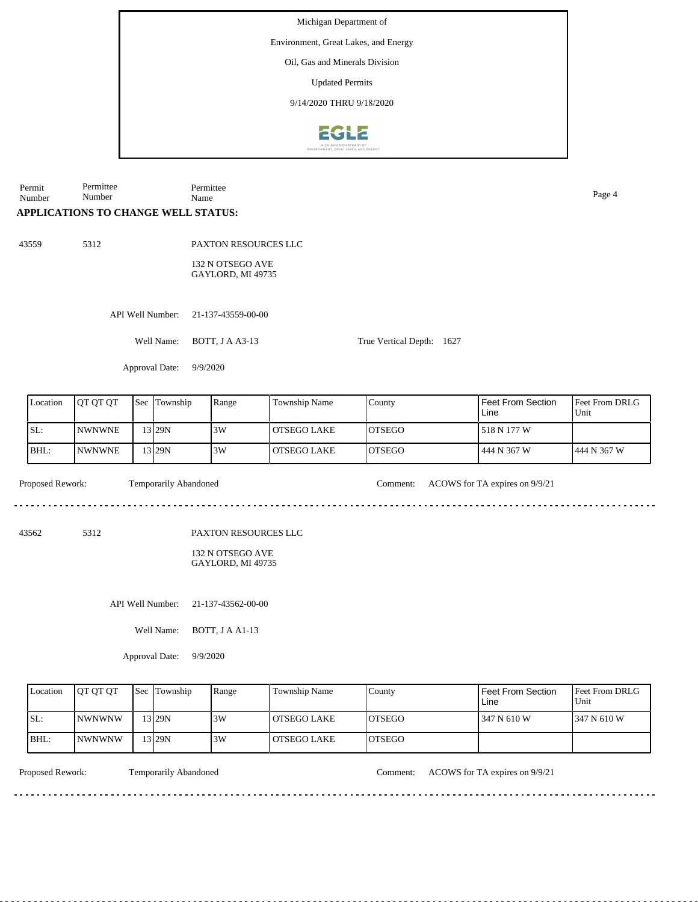Michigan Department of

Environment, Great Lakes, and Energy

Oil, Gas and Minerals Division

Updated Permits

9/14/2020 THRU 9/18/2020

| Permit Number | Permittee Number | Permittee Name |
|---|---|---|

## APPLICATIONS TO CHANGE WELL STATUS:

43559 5312 PAXTON RESOURCES LLC

132 N OTSEGO AVE
GAYLORD, MI 49735

API Well Number: 21-137-43559-00-00

Well Name: BOTT, J A A3-13

True Vertical Depth: 1627

Approval Date: 9/9/2020

| Location | QT QT QT | Sec | Township | Range | Township Name | County | Feet From Section Line | Feet From DRLG Unit |
|---|---|---|---|---|---|---|---|---|
| SL: | NWNWNE | 13 | 29N | 3W | OTSEGO LAKE | OTSEGO | 518 N 177 W | |
| BHL: | NWNWNE | 13 | 29N | 3W | OTSEGO LAKE | OTSEGO | 444 N 367 W | 444 N 367 W |

Proposed Rework: Temporarily Abandoned

Comment: ACOWS for TA expires on 9/9/21

---

43562 5312 PAXTON RESOURCES LLC

132 N OTSEGO AVE
GAYLORD, MI 49735

API Well Number: 21-137-43562-00-00

Well Name: BOTT, J A A1-13

Approval Date: 9/9/2020

| Location | QT QT QT | Sec | Township | Range | Township Name | County | Feet From Section Line | Feet From DRLG Unit |
|---|---|---|---|---|---|---|---|---|
| SL: | NWNWNW | 13 | 29N | 3W | OTSEGO LAKE | OTSEGO | 347 N 610 W | 347 N 610 W |
| BHL: | NWNWNW | 13 | 29N | 3W | OTSEGO LAKE | OTSEGO | | |

Proposed Rework: Temporarily Abandoned

Comment: ACOWS for TA expires on 9/9/21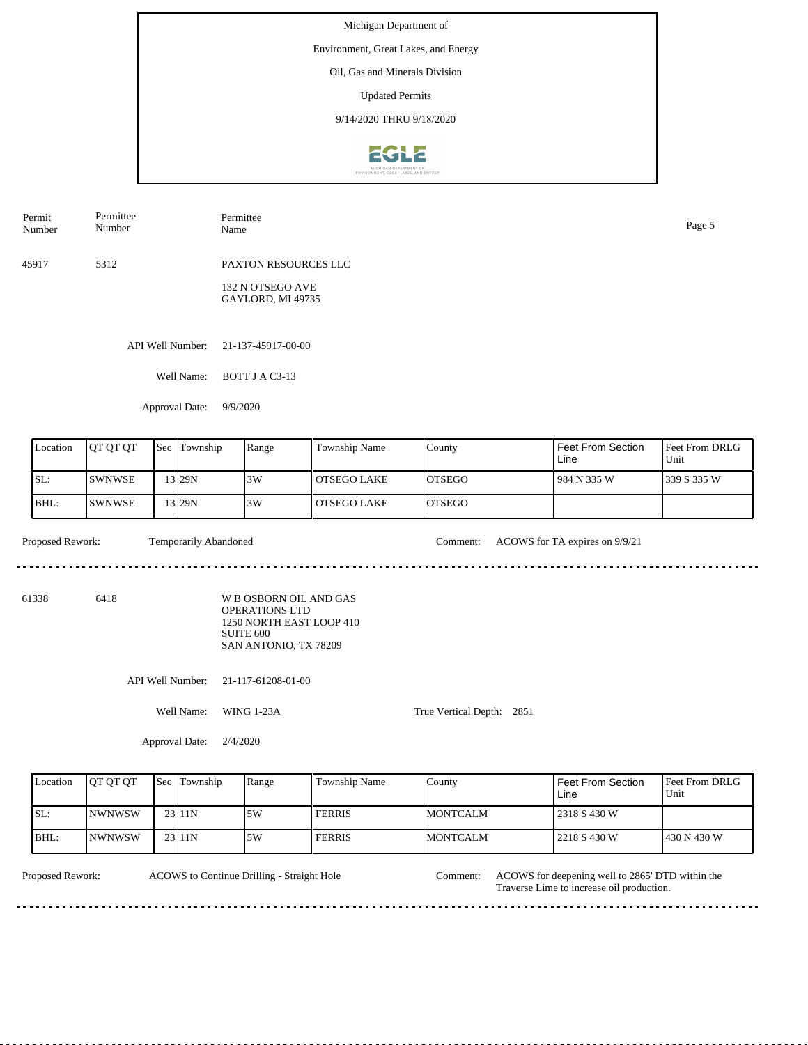Michigan Department of

Environment, Great Lakes, and Energy

Oil, Gas and Minerals Division

Updated Permits

9/14/2020 THRU 9/18/2020

| Permit Number | Permittee Number | Permittee Name |
|---|---|---|
| 45917 | 5312 | PAXTON RESOURCES LLC<br>132 N OTSEGO AVE<br>GAYLORD, MI 49735 |

API Well Number: 21-137-45917-00-00

Well Name: BOTT J A C3-13

Approval Date: 9/9/2020

| Location | QT QT QT | Sec | Township | Range | Township Name | County | Feet From Section Line | Feet From DRLG Unit |
|---|---|---|---|---|---|---|---|---|
| SL: | SWNWSE | 13 | 29N | 3W | OTSEGO LAKE | OTSEGO | 984 N 335 W | 339 S 335 W |
| BHL: | SWNWSE | 13 | 29N | 3W | OTSEGO LAKE | OTSEGO | | |

Proposed Rework: Temporarily Abandoned

Comment: ACOWS for TA expires on 9/9/21

---

| Permit Number | Permittee Number | Permittee Name |
|---|---|---|
| 61338 | 6418 | W B OSBORN OIL AND GAS OPERATIONS LTD<br>1250 NORTH EAST LOOP 410<br>SUITE 600<br>SAN ANTONIO, TX 78209 |

API Well Number: 21-117-61208-01-00

Well Name: WING 1-23A

True Vertical Depth: 2851

Approval Date: 2/4/2020

| Location | QT QT QT | Sec | Township | Range | Township Name | County | Feet From Section Line | Feet From DRLG Unit |
|---|---|---|---|---|---|---|---|---|
| SL: | NWNWSW | 23 | 11N | 5W | FERRIS | MONTCALM | 2318 S 430 W | |
| BHL: | NWNWSW | 23 | 11N | 5W | FERRIS | MONTCALM | 2218 S 430 W | 430 N 430 W |

Proposed Rework: ACOWS to Continue Drilling - Straight Hole

Comment: ACOWS for deepening well to 2865' DTD within the Traverse Lime to increase oil production.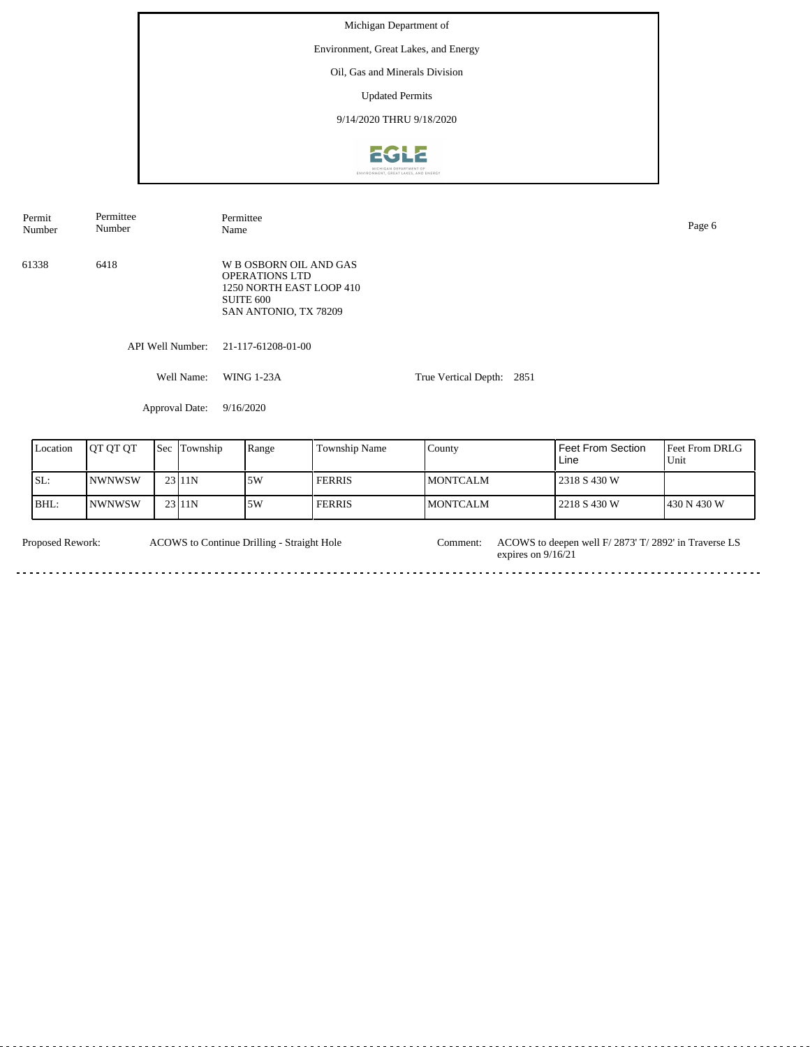Michigan Department of

Environment, Great Lakes, and Energy

Oil, Gas and Minerals Division

Updated Permits

9/14/2020 THRU 9/18/2020

| Permit Number | Permittee Number | Permittee Name |
|---|---|---|
| 61338 | 6418 | W B OSBORN OIL AND GAS OPERATIONS LTD<br>1250 NORTH EAST LOOP 410<br>SUITE 600<br>SAN ANTONIO, TX 78209 |

API Well Number: 21-117-61208-01-00

Well Name: WING 1-23A

True Vertical Depth: 2851

Approval Date: 9/16/2020

| Location | QT QT QT | Sec | Township | Range | Township Name | County | Feet From Section Line | Feet From DRLG Unit |
|---|---|---|---|---|---|---|---|---|
| SL: | NWNWSW | 23 | 11N | 5W | FERRIS | MONTCALM | 2318 S 430 W | |
| BHL: | NWNWSW | 23 | 11N | 5W | FERRIS | MONTCALM | 2218 S 430 W | 430 N 430 W |

Proposed Rework: ACOWS to Continue Drilling - Straight Hole

Comment: ACOWS to deepen well F/ 2873' T/ 2892' in Traverse LS expires on 9/16/21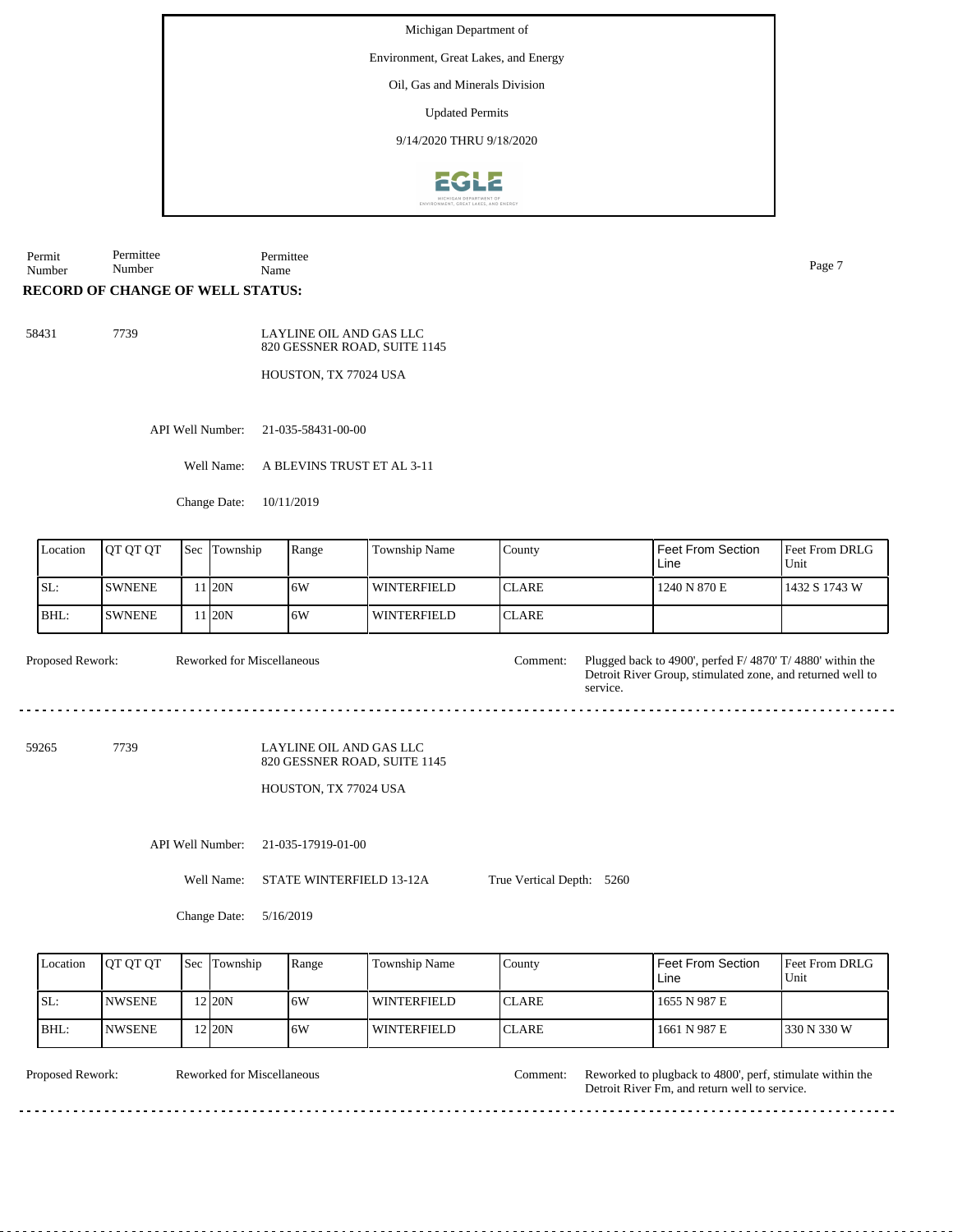Michigan Department of

Environment, Great Lakes, and Energy

Oil, Gas and Minerals Division

Updated Permits

9/14/2020 THRU 9/18/2020

| Permit Number | Permittee Number | Permittee Name |
|---|---|---|

**RECORD OF CHANGE OF WELL STATUS:**

58431 7739 LAYLINE OIL AND GAS LLC
820 GESSNER ROAD, SUITE 1145

HOUSTON, TX 77024 USA

API Well Number: 21-035-58431-00-00

Well Name: A BLEVINS TRUST ET AL 3-11

Change Date: 10/11/2019

| Location | QT QT QT | Sec | Township | Range | Township Name | County | Feet From Section Line | Feet From DRLG Unit |
|---|---|---|---|---|---|---|---|---|
| SL: | SWNENE | 11 | 20N | 6W | WINTERFIELD | CLARE | 1240 N 870 E | 1432 S 1743 W |
| BHL: | SWNENE | 11 | 20N | 6W | WINTERFIELD | CLARE | | |

Proposed Rework: Reworked for Miscellaneous

Comment: Plugged back to 4900', perfed F/ 4870' T/ 4880' within the Detroit River Group, stimulated zone, and returned well to service.

---

59265 7739 LAYLINE OIL AND GAS LLC
820 GESSNER ROAD, SUITE 1145

HOUSTON, TX 77024 USA

API Well Number: 21-035-17919-01-00

Well Name: STATE WINTERFIELD 13-12A

True Vertical Depth: 5260

Change Date: 5/16/2019

| Location | QT QT QT | Sec | Township | Range | Township Name | County | Feet From Section Line | Feet From DRLG Unit |
|---|---|---|---|---|---|---|---|---|
| SL: | NWSENE | 12 | 20N | 6W | WINTERFIELD | CLARE | 1655 N 987 E | |
| BHL: | NWSENE | 12 | 20N | 6W | WINTERFIELD | CLARE | 1661 N 987 E | 330 N 330 W |

Proposed Rework: Reworked for Miscellaneous

Comment: Reworked to plugback to 4800', perf, stimulate within the Detroit River Fm, and return well to service.

---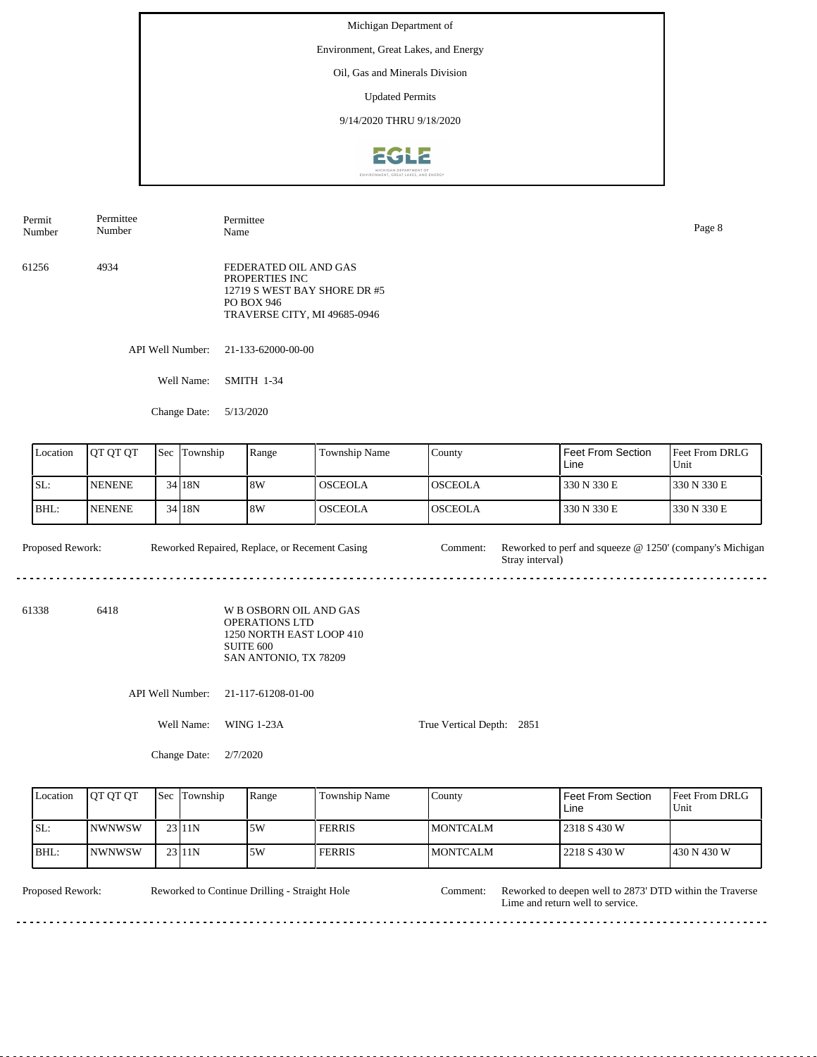Michigan Department of

Environment, Great Lakes, and Energy

Oil, Gas and Minerals Division

Updated Permits

9/14/2020 THRU 9/18/2020

| Permit Number | Permittee Number | Permittee Name |
|---|---|---|
| 61256 | 4934 | FEDERATED OIL AND GAS PROPERTIES INC<br>12719 S WEST BAY SHORE DR #5<br>PO BOX 946<br>TRAVERSE CITY, MI 49685-0946 |

API Well Number: 21-133-62000-00-00

Well Name: SMITH 1-34

Change Date: 5/13/2020

| Location | QT QT QT | Sec | Township | Range | Township Name | County | Feet From Section Line | Feet From DRLG Unit |
|---|---|---|---|---|---|---|---|---|
| SL: | NENENE | 34 | 18N | 8W | OSCEOLA | OSCEOLA | 330 N 330 E | 330 N 330 E |
| BHL: | NENENE | 34 | 18N | 8W | OSCEOLA | OSCEOLA | 330 N 330 E | 330 N 330 E |

Proposed Rework: Reworked Repaired, Replace, or Recement Casing

Comment: Reworked to perf and squeeze @ 1250' (company's Michigan Stray interval)

---

| Permit Number | Permittee Number | Permittee Name |
|---|---|---|
| 61338 | 6418 | W B OSBORN OIL AND GAS OPERATIONS LTD<br>1250 NORTH EAST LOOP 410<br>SUITE 600<br>SAN ANTONIO, TX 78209 |

API Well Number: 21-117-61208-01-00

Well Name: WING 1-23A

True Vertical Depth: 2851

Change Date: 2/7/2020

| Location | QT QT QT | Sec | Township | Range | Township Name | County | Feet From Section Line | Feet From DRLG Unit |
|---|---|---|---|---|---|---|---|---|
| SL: | NWNWSW | 23 | 11N | 5W | FERRIS | MONTCALM | 2318 S 430 W | |
| BHL: | NWNWSW | 23 | 11N | 5W | FERRIS | MONTCALM | 2218 S 430 W | 430 N 430 W |

Proposed Rework: Reworked to Continue Drilling - Straight Hole

Comment: Reworked to deepen well to 2873' DTD within the Traverse Lime and return well to service.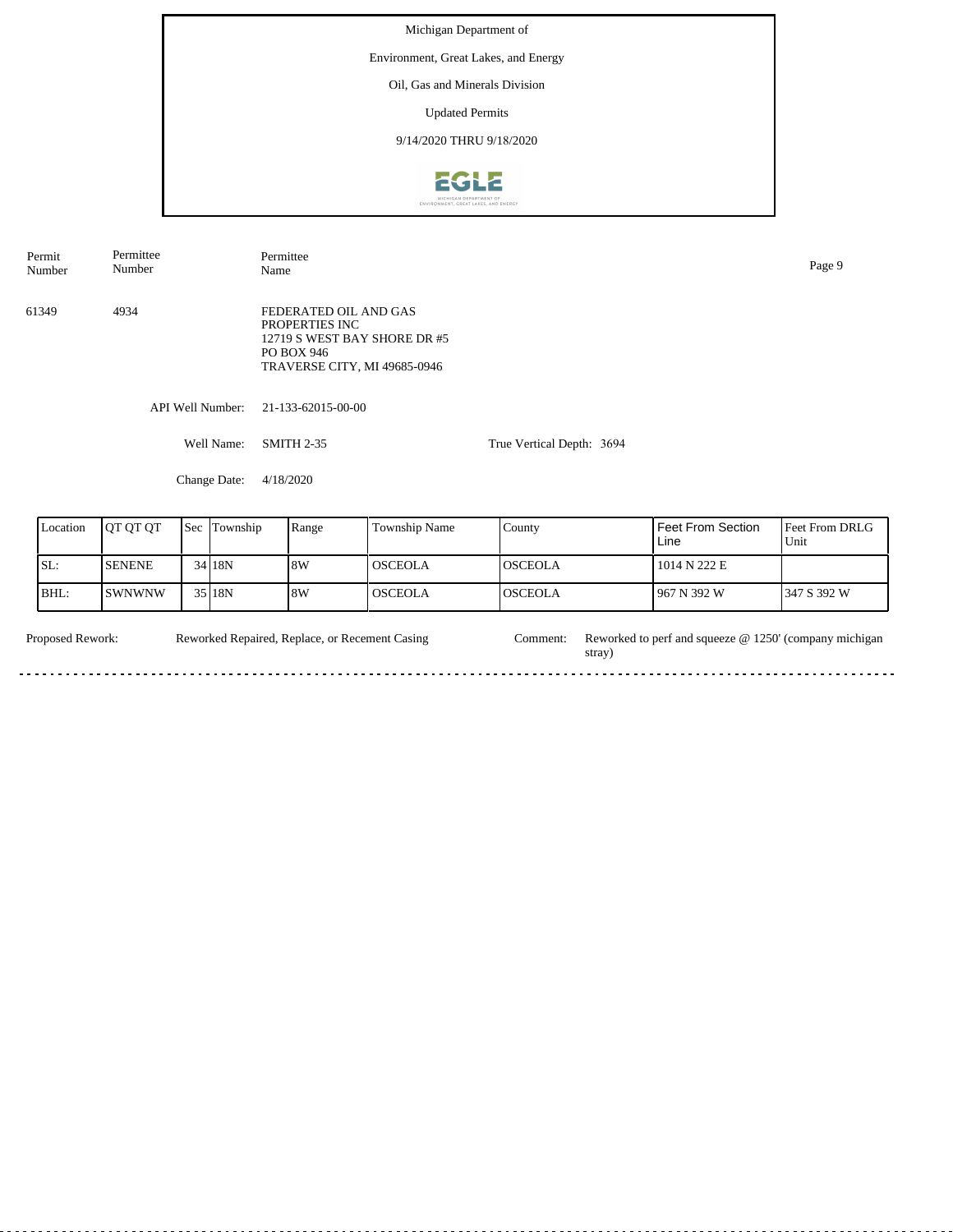Michigan Department of

Environment, Great Lakes, and Energy

Oil, Gas and Minerals Division

Updated Permits

9/14/2020 THRU 9/18/2020

| Permit Number | Permittee Number | Permittee Name |
|---|---|---|
| 61349 | 4934 | FEDERATED OIL AND GAS PROPERTIES INC<br>12719 S WEST BAY SHORE DR #5<br>PO BOX 946<br>TRAVERSE CITY, MI 49685-0946 |

API Well Number: 21-133-62015-00-00

Well Name: SMITH 2-35

True Vertical Depth: 3694

Change Date: 4/18/2020

| Location | QT QT QT | Sec | Township | Range | Township Name | County | Feet From Section Line | Feet From DRLG Unit |
|---|---|---|---|---|---|---|---|---|
| SL: | SENENE | 34 | 18N | 8W | OSCEOLA | OSCEOLA | 1014 N 222 E | |
| BHL: | SWNWNW | 35 | 18N | 8W | OSCEOLA | OSCEOLA | 967 N 392 W | 347 S 392 W |

Proposed Rework: Reworked Repaired, Replace, or Recement Casing

Comment: Reworked to perf and squeeze @ 1250' (company michigan stray)